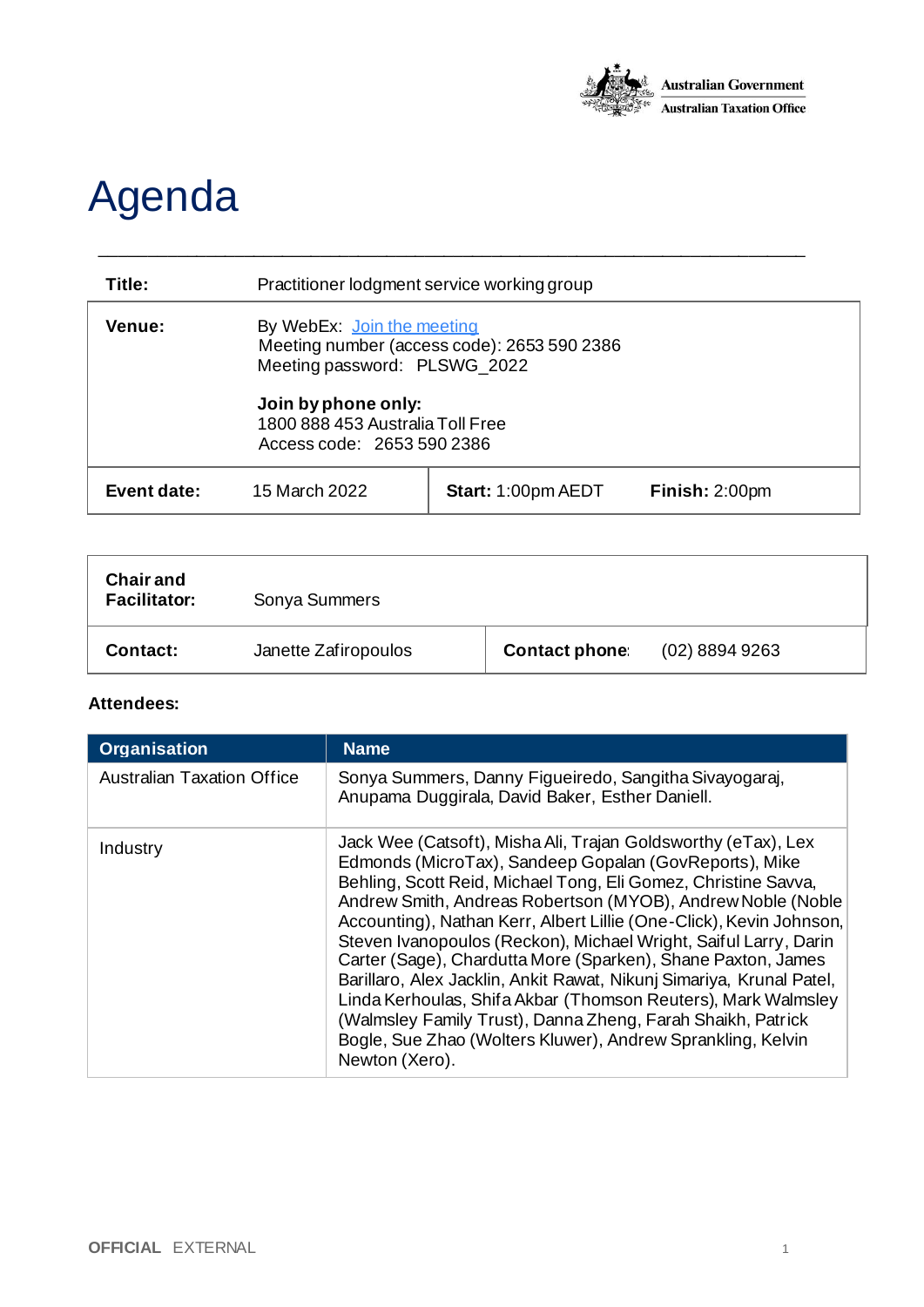Australian Government
Australian Taxation Office

# Agenda

| | | | |
|---|---|---|---|
| **Title:** | Practitioner lodgment service working group | | |
| **Venue:** | By WebEx: Join the meeting<br>Meeting number (access code): 2653 590 2386<br>Meeting password: PLSWG_2022<br><br>**Join by phone only:**<br>1800 888 453 Australia Toll Free<br>Access code: 2653 590 2386 | | |
| **Event date:** | 15 March 2022 | **Start:** 1:00pm AEDT | **Finish:** 2:00pm |

| | | | |
|---|---|---|---|
| **Chair and Facilitator:** | Sonya Summers | | |
| **Contact:** | Janette Zafiropoulos | **Contact phone:** | (02) 8894 9263 |

**Attendees:**

| Organisation | Name |
|---|---|
| Australian Taxation Office | Sonya Summers, Danny Figueiredo, Sangitha Sivayogaraj, Anupama Duggirala, David Baker, Esther Daniell. |
| Industry | Jack Wee (Catsoft), Misha Ali, Trajan Goldsworthy (eTax), Lex Edmonds (MicroTax), Sandeep Gopalan (GovReports), Mike Behling, Scott Reid, Michael Tong, Eli Gomez, Christine Savva, Andrew Smith, Andreas Robertson (MYOB), Andrew Noble (Noble Accounting), Nathan Kerr, Albert Lillie (One-Click), Kevin Johnson, Steven Ivanopoulos (Reckon), Michael Wright, Saiful Larry, Darin Carter (Sage), Chardutta More (Sparken), Shane Paxton, James Barillaro, Alex Jacklin, Ankit Rawat, Nikunj Simariya, Krunal Patel, Linda Kerhoulas, Shifa Akbar (Thomson Reuters), Mark Walmsley (Walmsley Family Trust), Danna Zheng, Farah Shaikh, Patrick Bogle, Sue Zhao (Wolters Kluwer), Andrew Sprankling, Kelvin Newton (Xero). |

**OFFICIAL** EXTERNAL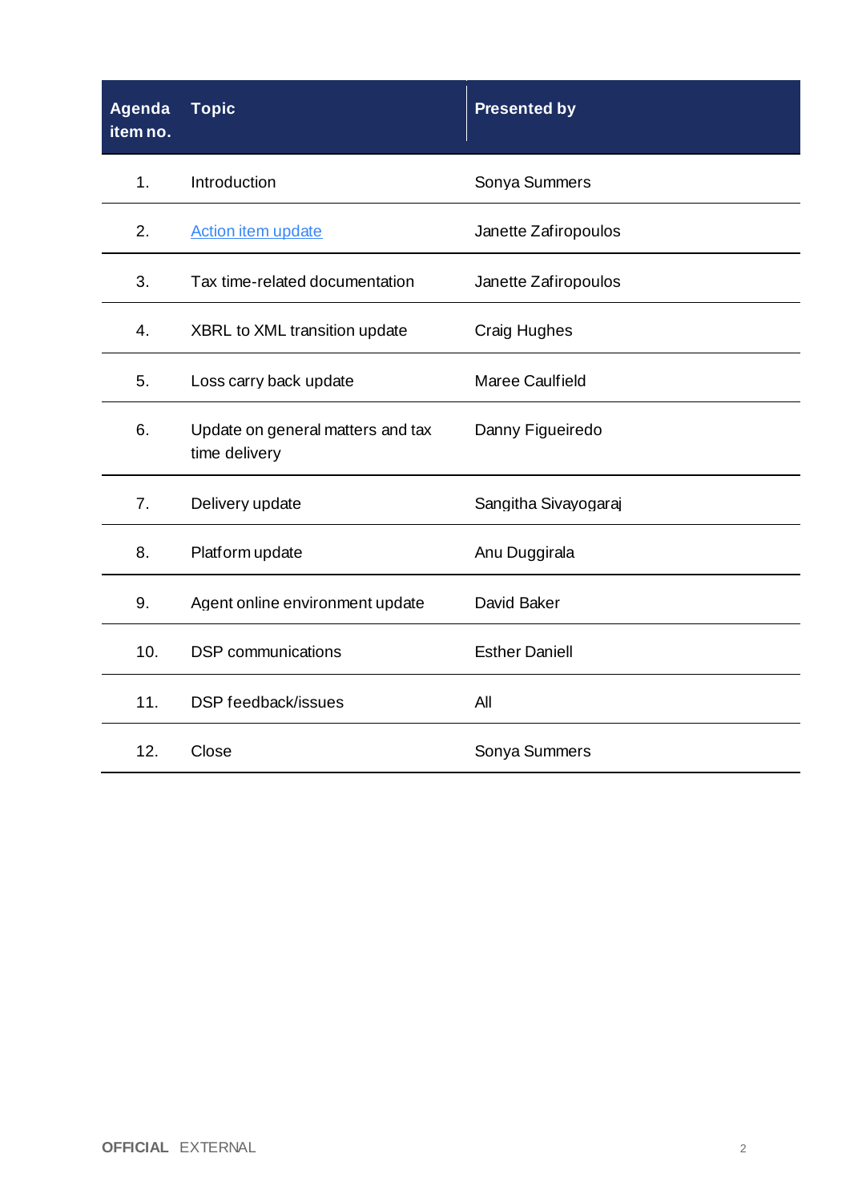| Agenda item no. | Topic | Presented by |
|---|---|---|
| 1. | Introduction | Sonya Summers |
| 2. | [Action item update]() | Janette Zafiropoulos |
| 3. | Tax time-related documentation | Janette Zafiropoulos |
| 4. | XBRL to XML transition update | Craig Hughes |
| 5. | Loss carry back update | Maree Caulfield |
| 6. | Update on general matters and tax time delivery | Danny Figueiredo |
| 7. | Delivery update | Sangitha Sivayogaraj |
| 8. | Platform update | Anu Duggirala |
| 9. | Agent online environment update | David Baker |
| 10. | DSP communications | Esther Daniell |
| 11. | DSP feedback/issues | All |
| 12. | Close | Sonya Summers |

**OFFICIAL** EXTERNAL